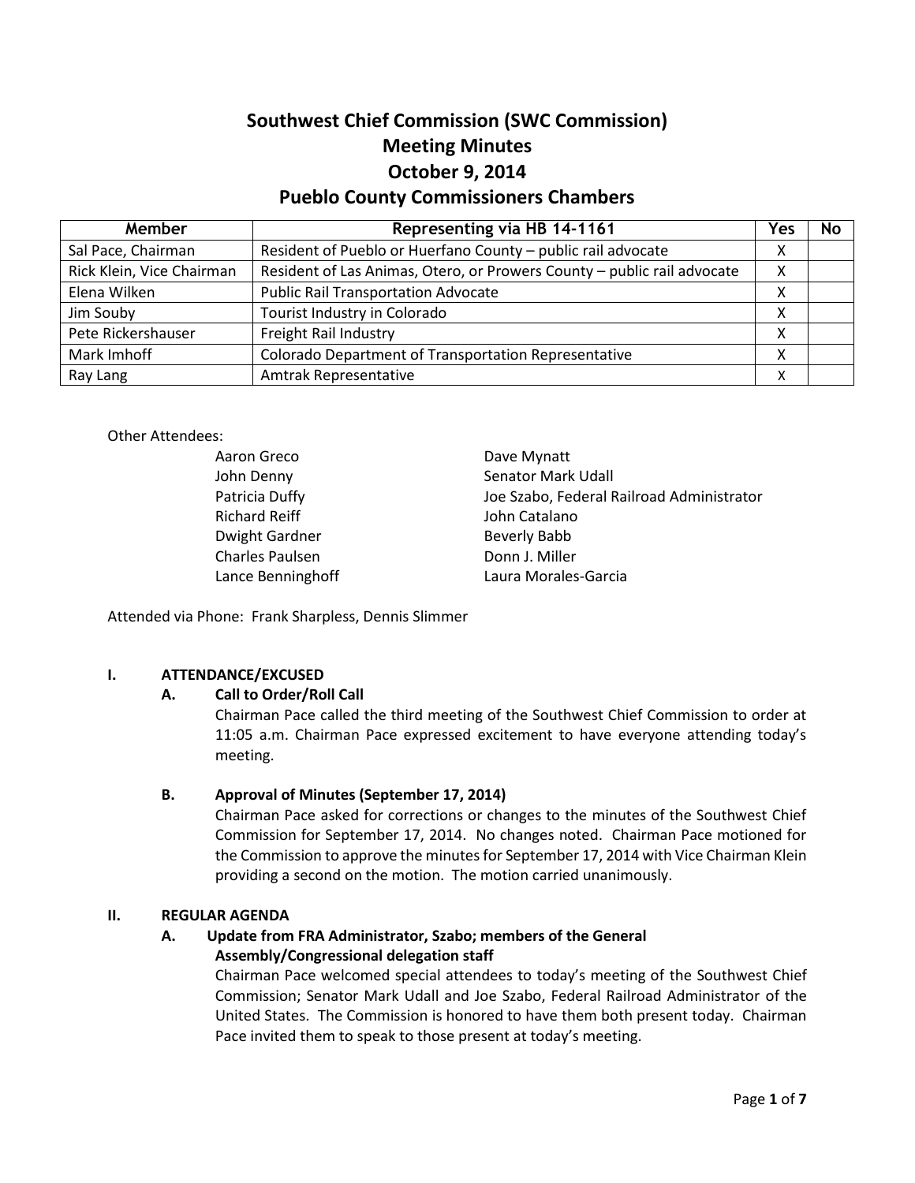# Southwest Chief Commission (SWC Commission)
# Meeting Minutes
# October 9, 2014
# Pueblo County Commissioners Chambers

| Member | Representing via HB 14-1161 | Yes | No |
|---|---|---|---|
| Sal Pace, Chairman | Resident of Pueblo or Huerfano County – public rail advocate | X | |
| Rick Klein, Vice Chairman | Resident of Las Animas, Otero, or Prowers County – public rail advocate | X | |
| Elena Wilken | Public Rail Transportation Advocate | X | |
| Jim Souby | Tourist Industry in Colorado | X | |
| Pete Rickershauser | Freight Rail Industry | X | |
| Mark Imhoff | Colorado Department of Transportation Representative | X | |
| Ray Lang | Amtrak Representative | X | |

Other Attendees:

- Aaron Greco
- John Denny
- Patricia Duffy
- Richard Reiff
- Dwight Gardner
- Charles Paulsen
- Lance Benninghoff
- Dave Mynatt
- Senator Mark Udall
- Joe Szabo, Federal Railroad Administrator
- John Catalano
- Beverly Babb
- Donn J. Miller
- Laura Morales-Garcia

Attended via Phone: Frank Sharpless, Dennis Slimmer

## I. ATTENDANCE/EXCUSED

### A. Call to Order/Roll Call

Chairman Pace called the third meeting of the Southwest Chief Commission to order at 11:05 a.m. Chairman Pace expressed excitement to have everyone attending today's meeting.

### B. Approval of Minutes (September 17, 2014)

Chairman Pace asked for corrections or changes to the minutes of the Southwest Chief Commission for September 17, 2014. No changes noted. Chairman Pace motioned for the Commission to approve the minutes for September 17, 2014 with Vice Chairman Klein providing a second on the motion. The motion carried unanimously.

## II. REGULAR AGENDA

### A. Update from FRA Administrator, Szabo; members of the General Assembly/Congressional delegation staff

Chairman Pace welcomed special attendees to today's meeting of the Southwest Chief Commission; Senator Mark Udall and Joe Szabo, Federal Railroad Administrator of the United States. The Commission is honored to have them both present today. Chairman Pace invited them to speak to those present at today's meeting.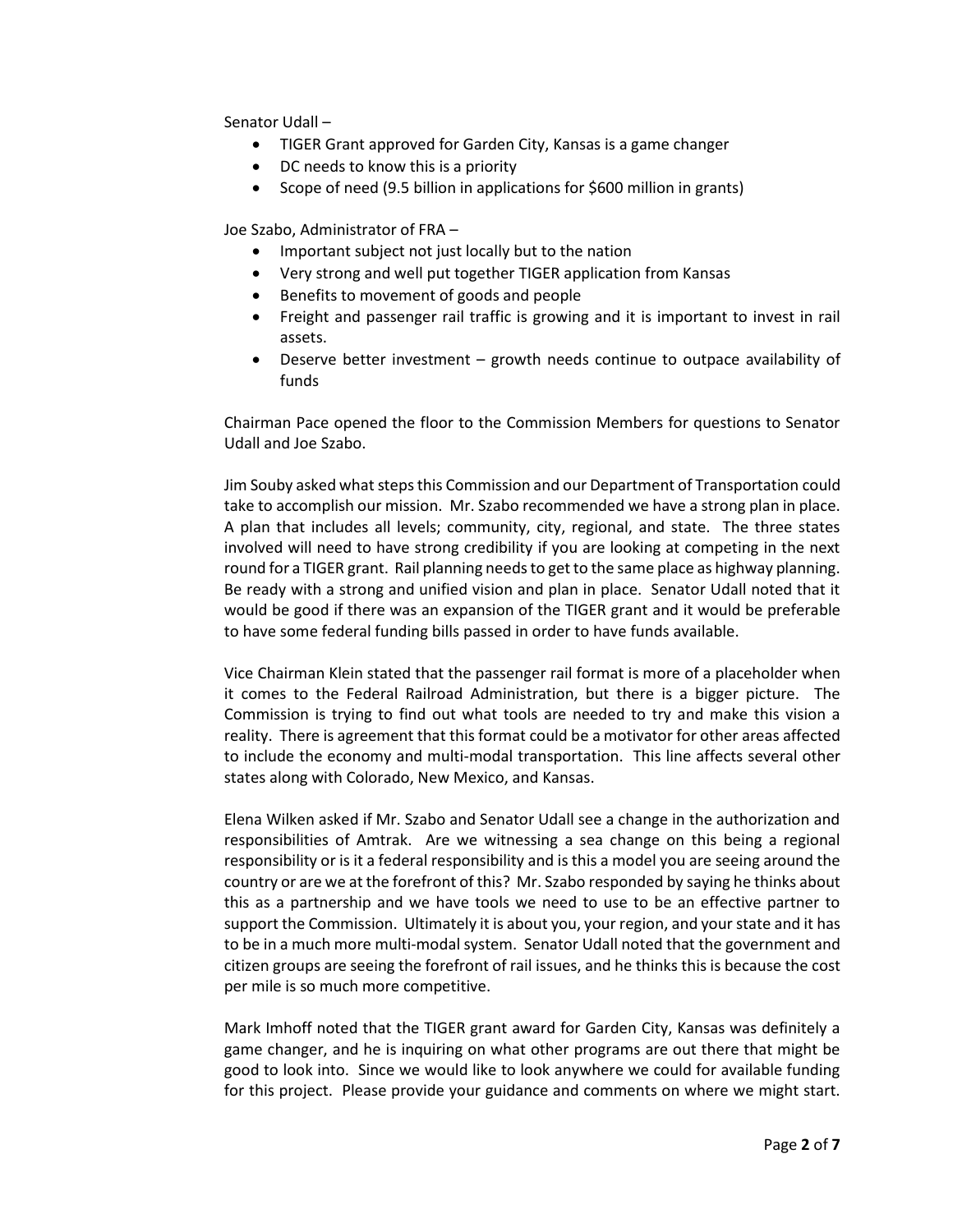Senator Udall –

- TIGER Grant approved for Garden City, Kansas is a game changer
- DC needs to know this is a priority
- Scope of need (9.5 billion in applications for $600 million in grants)

Joe Szabo, Administrator of FRA –

- Important subject not just locally but to the nation
- Very strong and well put together TIGER application from Kansas
- Benefits to movement of goods and people
- Freight and passenger rail traffic is growing and it is important to invest in rail assets.
- Deserve better investment – growth needs continue to outpace availability of funds

Chairman Pace opened the floor to the Commission Members for questions to Senator Udall and Joe Szabo.

Jim Souby asked what steps this Commission and our Department of Transportation could take to accomplish our mission. Mr. Szabo recommended we have a strong plan in place. A plan that includes all levels; community, city, regional, and state. The three states involved will need to have strong credibility if you are looking at competing in the next round for a TIGER grant. Rail planning needs to get to the same place as highway planning. Be ready with a strong and unified vision and plan in place. Senator Udall noted that it would be good if there was an expansion of the TIGER grant and it would be preferable to have some federal funding bills passed in order to have funds available.

Vice Chairman Klein stated that the passenger rail format is more of a placeholder when it comes to the Federal Railroad Administration, but there is a bigger picture. The Commission is trying to find out what tools are needed to try and make this vision a reality. There is agreement that this format could be a motivator for other areas affected to include the economy and multi-modal transportation. This line affects several other states along with Colorado, New Mexico, and Kansas.

Elena Wilken asked if Mr. Szabo and Senator Udall see a change in the authorization and responsibilities of Amtrak. Are we witnessing a sea change on this being a regional responsibility or is it a federal responsibility and is this a model you are seeing around the country or are we at the forefront of this? Mr. Szabo responded by saying he thinks about this as a partnership and we have tools we need to use to be an effective partner to support the Commission. Ultimately it is about you, your region, and your state and it has to be in a much more multi-modal system. Senator Udall noted that the government and citizen groups are seeing the forefront of rail issues, and he thinks this is because the cost per mile is so much more competitive.

Mark Imhoff noted that the TIGER grant award for Garden City, Kansas was definitely a game changer, and he is inquiring on what other programs are out there that might be good to look into. Since we would like to look anywhere we could for available funding for this project. Please provide your guidance and comments on where we might start.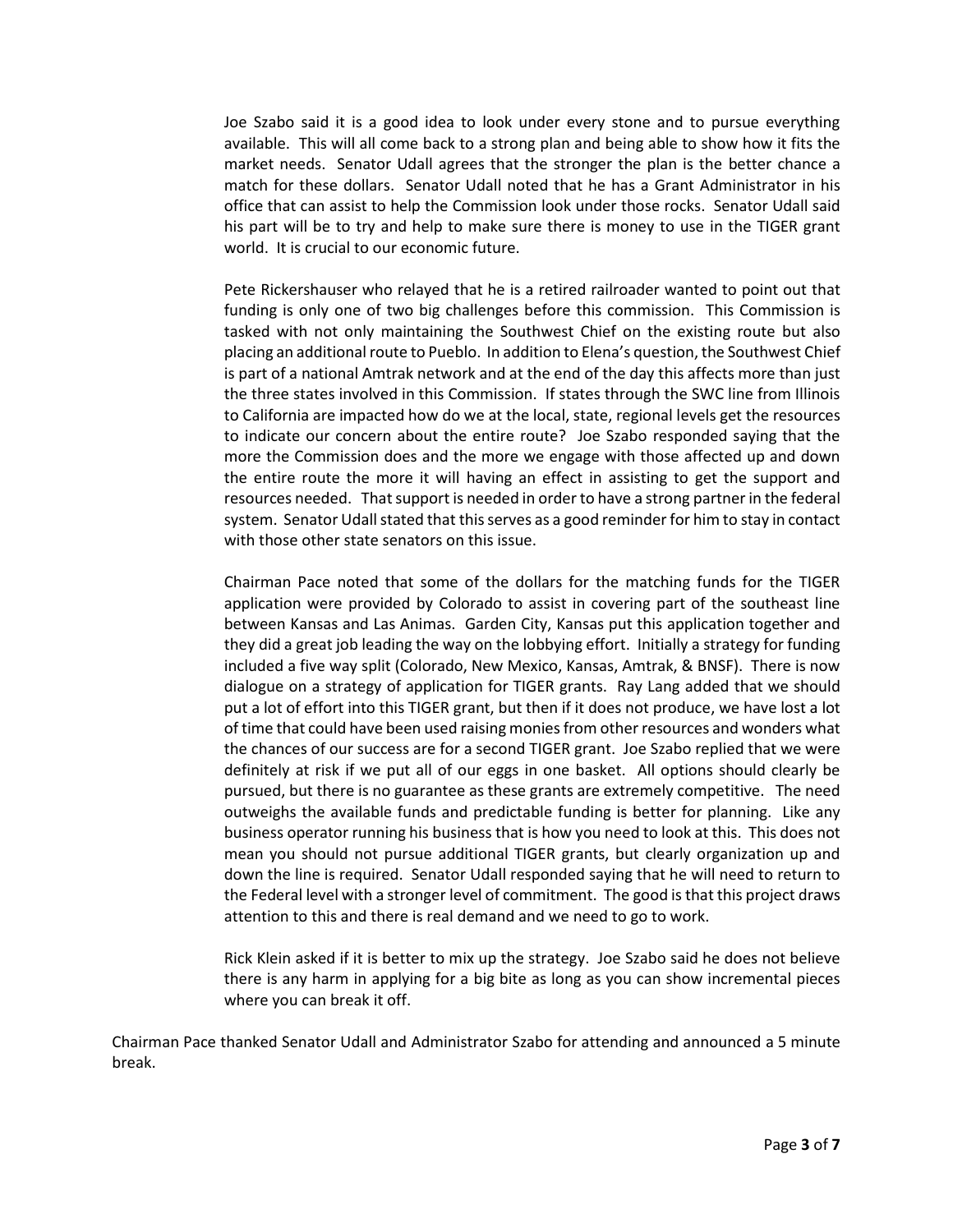Joe Szabo said it is a good idea to look under every stone and to pursue everything available. This will all come back to a strong plan and being able to show how it fits the market needs. Senator Udall agrees that the stronger the plan is the better chance a match for these dollars. Senator Udall noted that he has a Grant Administrator in his office that can assist to help the Commission look under those rocks. Senator Udall said his part will be to try and help to make sure there is money to use in the TIGER grant world. It is crucial to our economic future.

Pete Rickershauser who relayed that he is a retired railroader wanted to point out that funding is only one of two big challenges before this commission. This Commission is tasked with not only maintaining the Southwest Chief on the existing route but also placing an additional route to Pueblo. In addition to Elena's question, the Southwest Chief is part of a national Amtrak network and at the end of the day this affects more than just the three states involved in this Commission. If states through the SWC line from Illinois to California are impacted how do we at the local, state, regional levels get the resources to indicate our concern about the entire route? Joe Szabo responded saying that the more the Commission does and the more we engage with those affected up and down the entire route the more it will having an effect in assisting to get the support and resources needed. That support is needed in order to have a strong partner in the federal system. Senator Udall stated that this serves as a good reminder for him to stay in contact with those other state senators on this issue.

Chairman Pace noted that some of the dollars for the matching funds for the TIGER application were provided by Colorado to assist in covering part of the southeast line between Kansas and Las Animas. Garden City, Kansas put this application together and they did a great job leading the way on the lobbying effort. Initially a strategy for funding included a five way split (Colorado, New Mexico, Kansas, Amtrak, & BNSF). There is now dialogue on a strategy of application for TIGER grants. Ray Lang added that we should put a lot of effort into this TIGER grant, but then if it does not produce, we have lost a lot of time that could have been used raising monies from other resources and wonders what the chances of our success are for a second TIGER grant. Joe Szabo replied that we were definitely at risk if we put all of our eggs in one basket. All options should clearly be pursued, but there is no guarantee as these grants are extremely competitive. The need outweighs the available funds and predictable funding is better for planning. Like any business operator running his business that is how you need to look at this. This does not mean you should not pursue additional TIGER grants, but clearly organization up and down the line is required. Senator Udall responded saying that he will need to return to the Federal level with a stronger level of commitment. The good is that this project draws attention to this and there is real demand and we need to go to work.

Rick Klein asked if it is better to mix up the strategy. Joe Szabo said he does not believe there is any harm in applying for a big bite as long as you can show incremental pieces where you can break it off.

Chairman Pace thanked Senator Udall and Administrator Szabo for attending and announced a 5 minute break.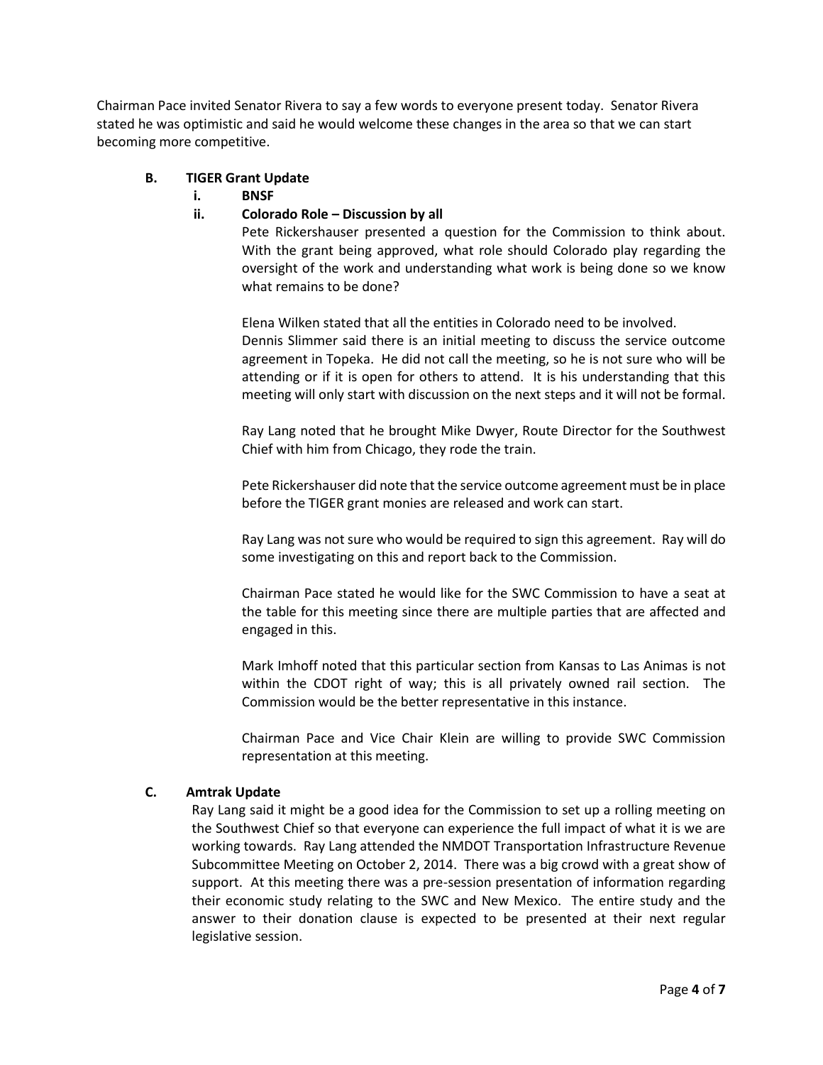Chairman Pace invited Senator Rivera to say a few words to everyone present today. Senator Rivera stated he was optimistic and said he would welcome these changes in the area so that we can start becoming more competitive.

**B. TIGER Grant Update**

**i. BNSF**

**ii. Colorado Role – Discussion by all**

Pete Rickershauser presented a question for the Commission to think about. With the grant being approved, what role should Colorado play regarding the oversight of the work and understanding what work is being done so we know what remains to be done?

Elena Wilken stated that all the entities in Colorado need to be involved.
Dennis Slimmer said there is an initial meeting to discuss the service outcome agreement in Topeka. He did not call the meeting, so he is not sure who will be attending or if it is open for others to attend. It is his understanding that this meeting will only start with discussion on the next steps and it will not be formal.

Ray Lang noted that he brought Mike Dwyer, Route Director for the Southwest Chief with him from Chicago, they rode the train.

Pete Rickershauser did note that the service outcome agreement must be in place before the TIGER grant monies are released and work can start.

Ray Lang was not sure who would be required to sign this agreement. Ray will do some investigating on this and report back to the Commission.

Chairman Pace stated he would like for the SWC Commission to have a seat at the table for this meeting since there are multiple parties that are affected and engaged in this.

Mark Imhoff noted that this particular section from Kansas to Las Animas is not within the CDOT right of way; this is all privately owned rail section. The Commission would be the better representative in this instance.

Chairman Pace and Vice Chair Klein are willing to provide SWC Commission representation at this meeting.

**C. Amtrak Update**

Ray Lang said it might be a good idea for the Commission to set up a rolling meeting on the Southwest Chief so that everyone can experience the full impact of what it is we are working towards. Ray Lang attended the NMDOT Transportation Infrastructure Revenue Subcommittee Meeting on October 2, 2014. There was a big crowd with a great show of support. At this meeting there was a pre-session presentation of information regarding their economic study relating to the SWC and New Mexico. The entire study and the answer to their donation clause is expected to be presented at their next regular legislative session.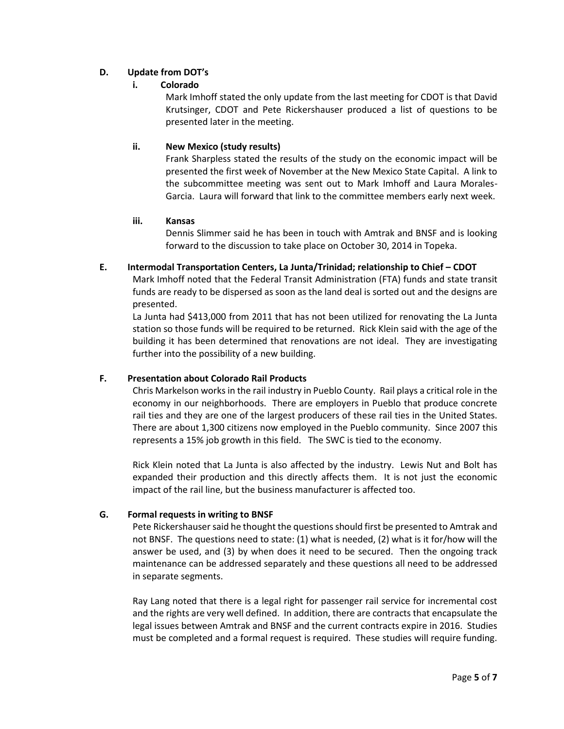**D. Update from DOT's**

**i. Colorado**

Mark Imhoff stated the only update from the last meeting for CDOT is that David Krutsinger, CDOT and Pete Rickershauser produced a list of questions to be presented later in the meeting.

**ii. New Mexico (study results)**

Frank Sharpless stated the results of the study on the economic impact will be presented the first week of November at the New Mexico State Capital. A link to the subcommittee meeting was sent out to Mark Imhoff and Laura Morales-Garcia. Laura will forward that link to the committee members early next week.

**iii. Kansas**

Dennis Slimmer said he has been in touch with Amtrak and BNSF and is looking forward to the discussion to take place on October 30, 2014 in Topeka.

**E. Intermodal Transportation Centers, La Junta/Trinidad; relationship to Chief – CDOT**

Mark Imhoff noted that the Federal Transit Administration (FTA) funds and state transit funds are ready to be dispersed as soon as the land deal is sorted out and the designs are presented.

La Junta had $413,000 from 2011 that has not been utilized for renovating the La Junta station so those funds will be required to be returned. Rick Klein said with the age of the building it has been determined that renovations are not ideal. They are investigating further into the possibility of a new building.

**F. Presentation about Colorado Rail Products**

Chris Markelson works in the rail industry in Pueblo County. Rail plays a critical role in the economy in our neighborhoods. There are employers in Pueblo that produce concrete rail ties and they are one of the largest producers of these rail ties in the United States. There are about 1,300 citizens now employed in the Pueblo community. Since 2007 this represents a 15% job growth in this field. The SWC is tied to the economy.

Rick Klein noted that La Junta is also affected by the industry. Lewis Nut and Bolt has expanded their production and this directly affects them. It is not just the economic impact of the rail line, but the business manufacturer is affected too.

**G. Formal requests in writing to BNSF**

Pete Rickershauser said he thought the questions should first be presented to Amtrak and not BNSF. The questions need to state: (1) what is needed, (2) what is it for/how will the answer be used, and (3) by when does it need to be secured. Then the ongoing track maintenance can be addressed separately and these questions all need to be addressed in separate segments.

Ray Lang noted that there is a legal right for passenger rail service for incremental cost and the rights are very well defined. In addition, there are contracts that encapsulate the legal issues between Amtrak and BNSF and the current contracts expire in 2016. Studies must be completed and a formal request is required. These studies will require funding.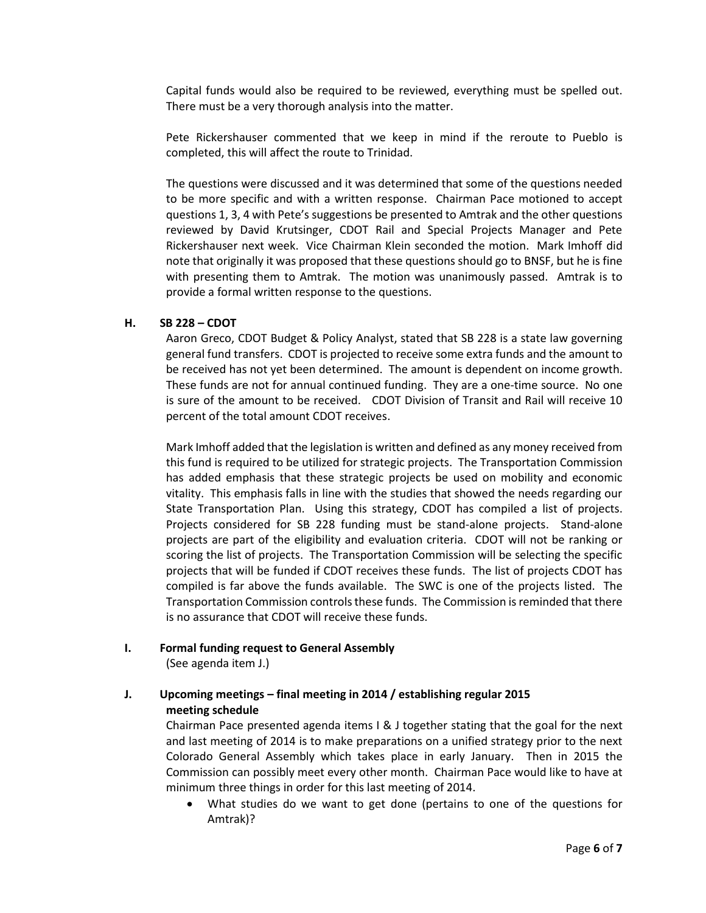Capital funds would also be required to be reviewed, everything must be spelled out. There must be a very thorough analysis into the matter.

Pete Rickershauser commented that we keep in mind if the reroute to Pueblo is completed, this will affect the route to Trinidad.

The questions were discussed and it was determined that some of the questions needed to be more specific and with a written response. Chairman Pace motioned to accept questions 1, 3, 4 with Pete's suggestions be presented to Amtrak and the other questions reviewed by David Krutsinger, CDOT Rail and Special Projects Manager and Pete Rickershauser next week. Vice Chairman Klein seconded the motion. Mark Imhoff did note that originally it was proposed that these questions should go to BNSF, but he is fine with presenting them to Amtrak. The motion was unanimously passed. Amtrak is to provide a formal written response to the questions.

**H. SB 228 – CDOT**

Aaron Greco, CDOT Budget & Policy Analyst, stated that SB 228 is a state law governing general fund transfers. CDOT is projected to receive some extra funds and the amount to be received has not yet been determined. The amount is dependent on income growth. These funds are not for annual continued funding. They are a one-time source. No one is sure of the amount to be received. CDOT Division of Transit and Rail will receive 10 percent of the total amount CDOT receives.

Mark Imhoff added that the legislation is written and defined as any money received from this fund is required to be utilized for strategic projects. The Transportation Commission has added emphasis that these strategic projects be used on mobility and economic vitality. This emphasis falls in line with the studies that showed the needs regarding our State Transportation Plan. Using this strategy, CDOT has compiled a list of projects. Projects considered for SB 228 funding must be stand-alone projects. Stand-alone projects are part of the eligibility and evaluation criteria. CDOT will not be ranking or scoring the list of projects. The Transportation Commission will be selecting the specific projects that will be funded if CDOT receives these funds. The list of projects CDOT has compiled is far above the funds available. The SWC is one of the projects listed. The Transportation Commission controls these funds. The Commission is reminded that there is no assurance that CDOT will receive these funds.

**I. Formal funding request to General Assembly**

(See agenda item J.)

**J. Upcoming meetings – final meeting in 2014 / establishing regular 2015 meeting schedule**

Chairman Pace presented agenda items I & J together stating that the goal for the next and last meeting of 2014 is to make preparations on a unified strategy prior to the next Colorado General Assembly which takes place in early January. Then in 2015 the Commission can possibly meet every other month. Chairman Pace would like to have at minimum three things in order for this last meeting of 2014.

- What studies do we want to get done (pertains to one of the questions for Amtrak)?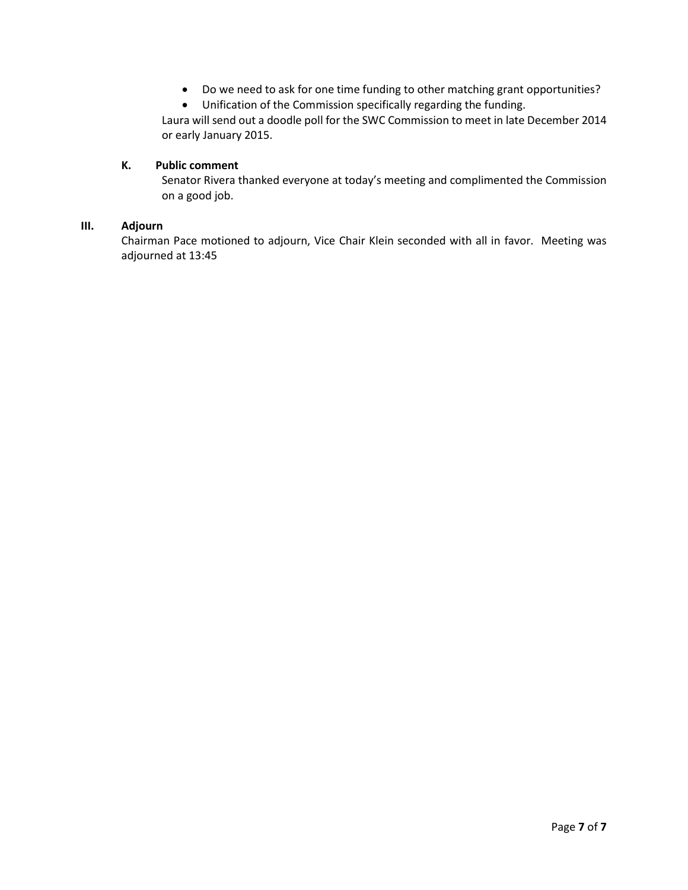- Do we need to ask for one time funding to other matching grant opportunities?
- Unification of the Commission specifically regarding the funding.

Laura will send out a doodle poll for the SWC Commission to meet in late December 2014 or early January 2015.

**K. Public comment**

Senator Rivera thanked everyone at today's meeting and complimented the Commission on a good job.

## III. Adjourn

Chairman Pace motioned to adjourn, Vice Chair Klein seconded with all in favor. Meeting was adjourned at 13:45